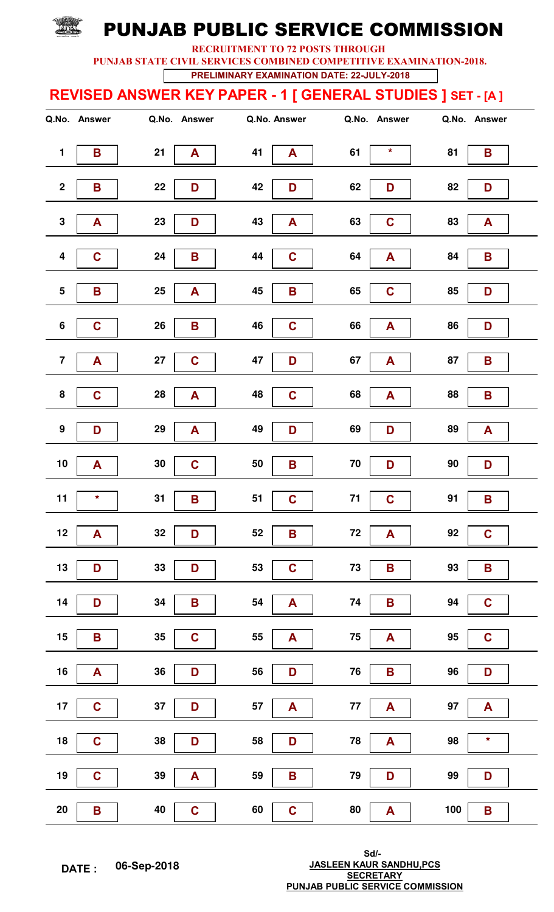# PUNJAB PUBLIC SERVICE COMMISSION

**RECRUITMENT TO 72 POSTS THROUGH**

**PUNJAB STATE CIVIL SERVICES COMBINED COMPETITIVE EXAMINATION-2018.**

**PRELIMINARY EXAMINATION DATE: 22-JULY-2018**

## REVISED ANSWER KEY PAPER - 1 [ GENERAL STUDIES ] SET - [A ]

| Q.No. | Answer | Q.No. | Answer | Q.No. | Answer | Q.No. | Answer | Q.No. | Answer |
|---|---|---|---|---|---|---|---|---|---|
| 1 | B | 21 | A | 41 | A | 61 | * | 81 | B |
| 2 | B | 22 | D | 42 | D | 62 | D | 82 | D |
| 3 | A | 23 | D | 43 | A | 63 | C | 83 | A |
| 4 | C | 24 | B | 44 | C | 64 | A | 84 | B |
| 5 | B | 25 | A | 45 | B | 65 | C | 85 | D |
| 6 | C | 26 | B | 46 | C | 66 | A | 86 | D |
| 7 | A | 27 | C | 47 | D | 67 | A | 87 | B |
| 8 | C | 28 | A | 48 | C | 68 | A | 88 | B |
| 9 | D | 29 | A | 49 | D | 69 | D | 89 | A |
| 10 | A | 30 | C | 50 | B | 70 | D | 90 | D |
| 11 | * | 31 | B | 51 | C | 71 | C | 91 | B |
| 12 | A | 32 | D | 52 | B | 72 | A | 92 | C |
| 13 | D | 33 | D | 53 | C | 73 | B | 93 | B |
| 14 | D | 34 | B | 54 | A | 74 | B | 94 | C |
| 15 | B | 35 | C | 55 | A | 75 | A | 95 | C |
| 16 | A | 36 | D | 56 | D | 76 | B | 96 | D |
| 17 | C | 37 | D | 57 | A | 77 | A | 97 | A |
| 18 | C | 38 | D | 58 | D | 78 | A | 98 | * |
| 19 | C | 39 | A | 59 | B | 79 | D | 99 | D |
| 20 | B | 40 | C | 60 | C | 80 | A | 100 | B |

**DATE :** 06-Sep-2018

Sd/-

**JASLEEN KAUR SANDHU,PCS**

**SECRETARY**

**PUNJAB PUBLIC SERVICE COMMISSION**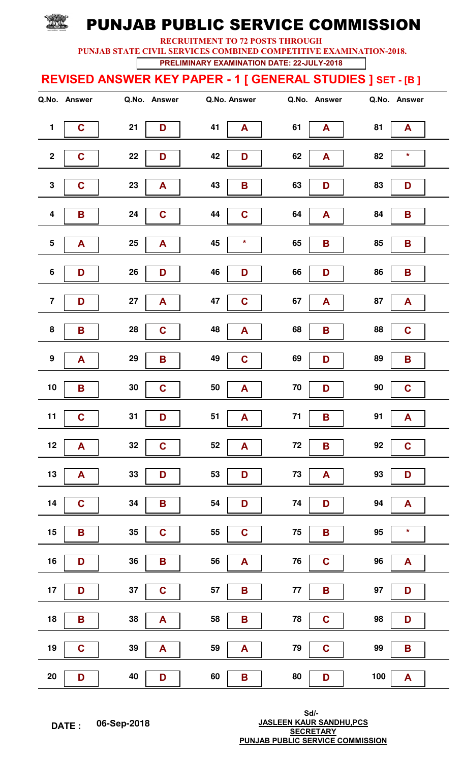# PUNJAB PUBLIC SERVICE COMMISSION

**RECRUITMENT TO 72 POSTS THROUGH**

**PUNJAB STATE CIVIL SERVICES COMBINED COMPETITIVE EXAMINATION-2018.**

**PRELIMINARY EXAMINATION DATE: 22-JULY-2018**

## REVISED ANSWER KEY PAPER - 1 [ GENERAL STUDIES ] SET - [B ]

| Q.No. | Answer | Q.No. | Answer | Q.No. | Answer | Q.No. | Answer | Q.No. | Answer |
|---|---|---|---|---|---|---|---|---|---|
| 1 | C | 21 | D | 41 | A | 61 | A | 81 | A |
| 2 | C | 22 | D | 42 | D | 62 | A | 82 | * |
| 3 | C | 23 | A | 43 | B | 63 | D | 83 | D |
| 4 | B | 24 | C | 44 | C | 64 | A | 84 | B |
| 5 | A | 25 | A | 45 | * | 65 | B | 85 | B |
| 6 | D | 26 | D | 46 | D | 66 | D | 86 | B |
| 7 | D | 27 | A | 47 | C | 67 | A | 87 | A |
| 8 | B | 28 | C | 48 | A | 68 | B | 88 | C |
| 9 | A | 29 | B | 49 | C | 69 | D | 89 | B |
| 10 | B | 30 | C | 50 | A | 70 | D | 90 | C |
| 11 | C | 31 | D | 51 | A | 71 | B | 91 | A |
| 12 | A | 32 | C | 52 | A | 72 | B | 92 | C |
| 13 | A | 33 | D | 53 | D | 73 | A | 93 | D |
| 14 | C | 34 | B | 54 | D | 74 | D | 94 | A |
| 15 | B | 35 | C | 55 | C | 75 | B | 95 | * |
| 16 | D | 36 | B | 56 | A | 76 | C | 96 | A |
| 17 | D | 37 | C | 57 | B | 77 | B | 97 | D |
| 18 | B | 38 | A | 58 | B | 78 | C | 98 | D |
| 19 | C | 39 | A | 59 | A | 79 | C | 99 | B |
| 20 | D | 40 | D | 60 | B | 80 | D | 100 | A |

**DATE :** **06-Sep-2018**

Sd/-

**JASLEEN KAUR SANDHU,PCS**

**SECRETARY**

**PUNJAB PUBLIC SERVICE COMMISSION**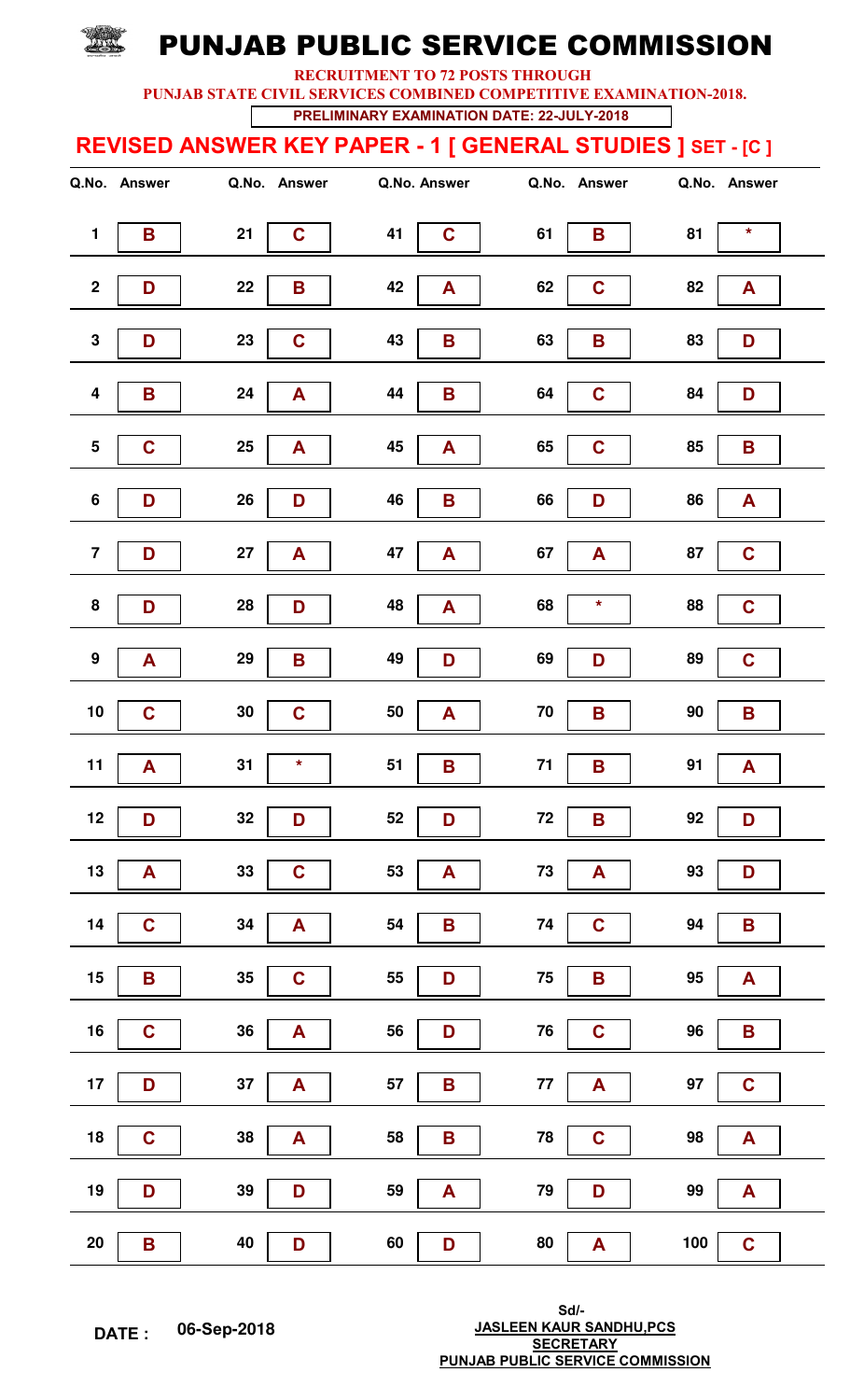# PUNJAB PUBLIC SERVICE COMMISSION

**RECRUITMENT TO 72 POSTS THROUGH**

**PUNJAB STATE CIVIL SERVICES COMBINED COMPETITIVE EXAMINATION-2018.**

**PRELIMINARY EXAMINATION DATE: 22-JULY-2018**

## REVISED ANSWER KEY PAPER - 1 [ GENERAL STUDIES ] SET - [C ]

| Q.No. | Answer | Q.No. | Answer | Q.No. | Answer | Q.No. | Answer | Q.No. | Answer |
|---|---|---|---|---|---|---|---|---|---|
| 1 | B | 21 | C | 41 | C | 61 | B | 81 | * |
| 2 | D | 22 | B | 42 | A | 62 | C | 82 | A |
| 3 | D | 23 | C | 43 | B | 63 | B | 83 | D |
| 4 | B | 24 | A | 44 | B | 64 | C | 84 | D |
| 5 | C | 25 | A | 45 | A | 65 | C | 85 | B |
| 6 | D | 26 | D | 46 | B | 66 | D | 86 | A |
| 7 | D | 27 | A | 47 | A | 67 | A | 87 | C |
| 8 | D | 28 | D | 48 | A | 68 | * | 88 | C |
| 9 | A | 29 | B | 49 | D | 69 | D | 89 | C |
| 10 | C | 30 | C | 50 | A | 70 | B | 90 | B |
| 11 | A | 31 | * | 51 | B | 71 | B | 91 | A |
| 12 | D | 32 | D | 52 | D | 72 | B | 92 | D |
| 13 | A | 33 | C | 53 | A | 73 | A | 93 | D |
| 14 | C | 34 | A | 54 | B | 74 | C | 94 | B |
| 15 | B | 35 | C | 55 | D | 75 | B | 95 | A |
| 16 | C | 36 | A | 56 | D | 76 | C | 96 | B |
| 17 | D | 37 | A | 57 | B | 77 | A | 97 | C |
| 18 | C | 38 | A | 58 | B | 78 | C | 98 | A |
| 19 | D | 39 | D | 59 | A | 79 | D | 99 | A |
| 20 | B | 40 | D | 60 | D | 80 | A | 100 | C |

**DATE :** 06-Sep-2018

Sd/-
**JASLEEN KAUR SANDHU,PCS**
**SECRETARY**
**PUNJAB PUBLIC SERVICE COMMISSION**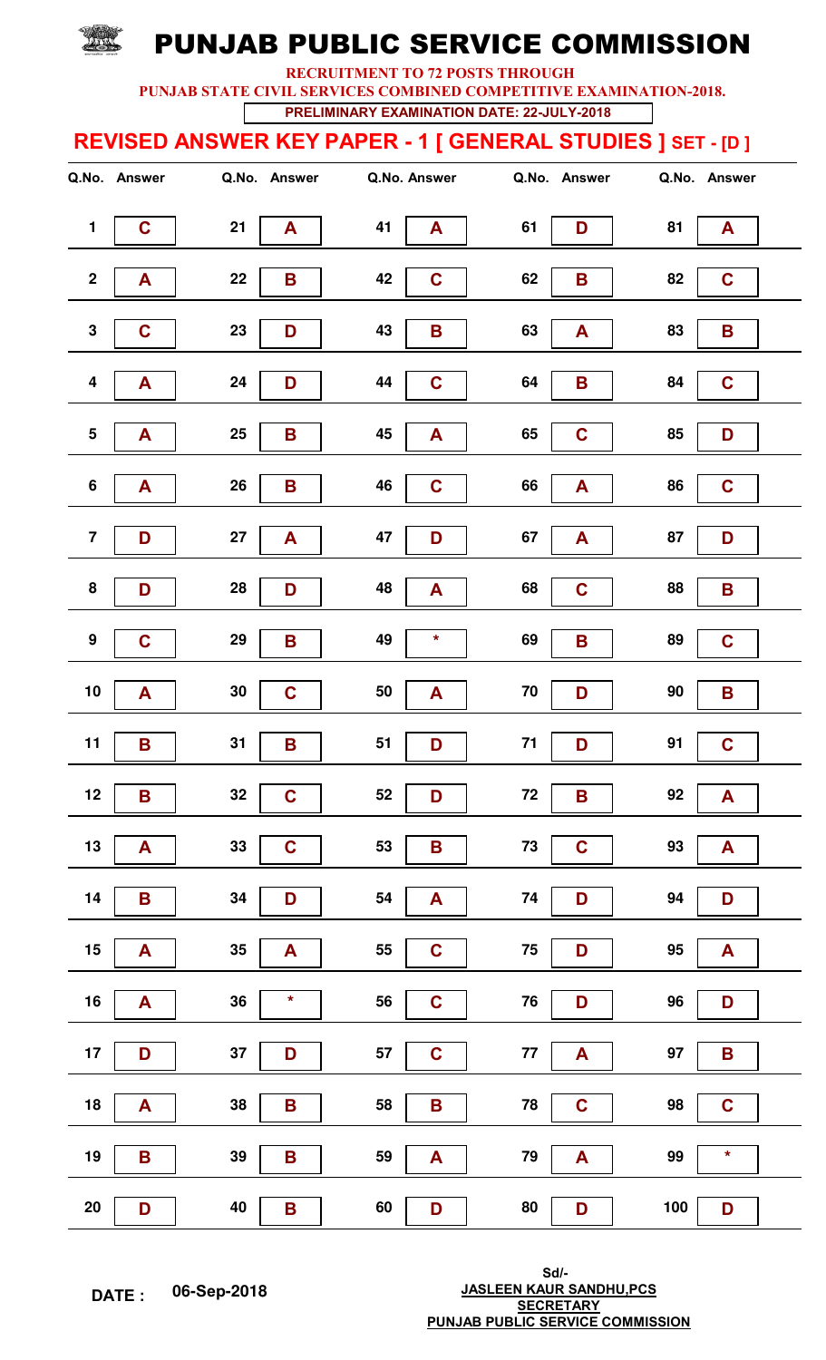# PUNJAB PUBLIC SERVICE COMMISSION

**RECRUITMENT TO 72 POSTS THROUGH**

**PUNJAB STATE CIVIL SERVICES COMBINED COMPETITIVE EXAMINATION-2018.**

**PRELIMINARY EXAMINATION DATE: 22-JULY-2018**

## REVISED ANSWER KEY PAPER - 1 [ GENERAL STUDIES ] SET - [D ]

| Q.No. | Answer | Q.No. | Answer | Q.No. | Answer | Q.No. | Answer | Q.No. | Answer |
|---|---|---|---|---|---|---|---|---|---|
| 1 | C | 21 | A | 41 | A | 61 | D | 81 | A |
| 2 | A | 22 | B | 42 | C | 62 | B | 82 | C |
| 3 | C | 23 | D | 43 | B | 63 | A | 83 | B |
| 4 | A | 24 | D | 44 | C | 64 | B | 84 | C |
| 5 | A | 25 | B | 45 | A | 65 | C | 85 | D |
| 6 | A | 26 | B | 46 | C | 66 | A | 86 | C |
| 7 | D | 27 | A | 47 | D | 67 | A | 87 | D |
| 8 | D | 28 | D | 48 | A | 68 | C | 88 | B |
| 9 | C | 29 | B | 49 | * | 69 | B | 89 | C |
| 10 | A | 30 | C | 50 | A | 70 | D | 90 | B |
| 11 | B | 31 | B | 51 | D | 71 | D | 91 | C |
| 12 | B | 32 | C | 52 | D | 72 | B | 92 | A |
| 13 | A | 33 | C | 53 | B | 73 | C | 93 | A |
| 14 | B | 34 | D | 54 | A | 74 | D | 94 | D |
| 15 | A | 35 | A | 55 | C | 75 | D | 95 | A |
| 16 | A | 36 | * | 56 | C | 76 | D | 96 | D |
| 17 | D | 37 | D | 57 | C | 77 | A | 97 | B |
| 18 | A | 38 | B | 58 | B | 78 | C | 98 | C |
| 19 | B | 39 | B | 59 | A | 79 | A | 99 | * |
| 20 | D | 40 | B | 60 | D | 80 | D | 100 | D |

**DATE :** 06-Sep-2018

Sd/-
**JASLEEN KAUR SANDHU,PCS**
**SECRETARY**
**PUNJAB PUBLIC SERVICE COMMISSION**